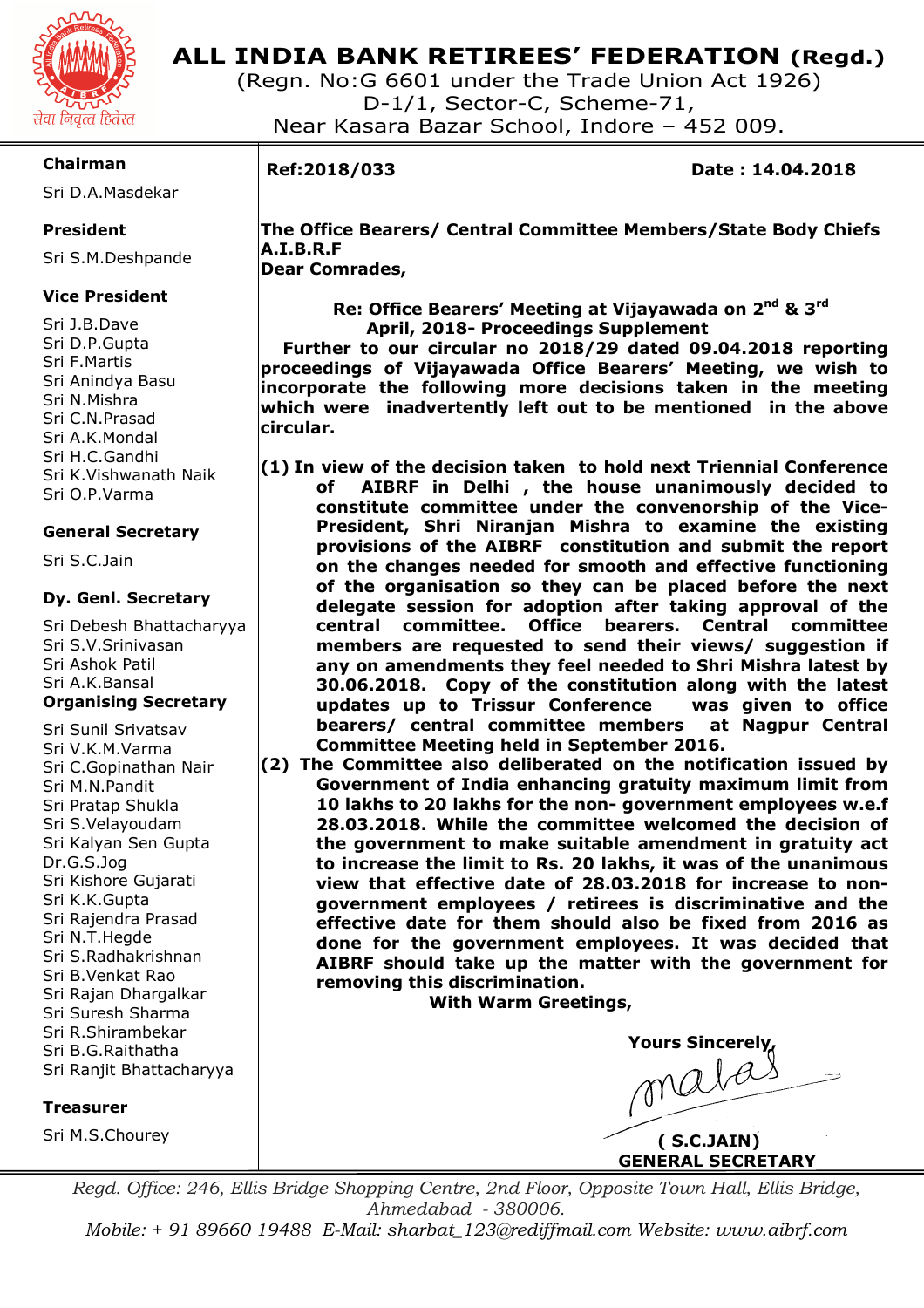# ALL INDIA BANK RETIREES' FEDERATION (Regd.)

(Regn. No:G 6601 under the Trade Union Act 1926)
D-1/1, Sector-C, Scheme-71,
Near Kasara Bazar School, Indore – 452 009.

सेवा निवृत्त हितरत

**Chairman**
Sri D.A.Masdekar

**President**
Sri S.M.Deshpande

**Vice President**
Sri J.B.Dave
Sri D.P.Gupta
Sri F.Martis
Sri Anindya Basu
Sri N.Mishra
Sri C.N.Prasad
Sri A.K.Mondal
Sri H.C.Gandhi
Sri K.Vishwanath Naik
Sri O.P.Varma

**General Secretary**
Sri S.C.Jain

**Dy. Genl. Secretary**
Sri Debesh Bhattacharyya
Sri S.V.Srinivasan
Sri Ashok Patil
Sri A.K.Bansal

**Organising Secretary**
Sri Sunil Srivatsav
Sri V.K.M.Varma
Sri C.Gopinathan Nair
Sri M.N.Pandit
Sri Pratap Shukla
Sri S.Velayoudam
Sri Kalyan Sen Gupta
Dr.G.S.Jog
Sri Kishore Gujarati
Sri K.K.Gupta
Sri Rajendra Prasad
Sri N.T.Hegde
Sri S.Radhakrishnan
Sri B.Venkat Rao
Sri Rajan Dhargalkar
Sri Suresh Sharma
Sri R.Shirambekar
Sri B.G.Raithatha
Sri Ranjit Bhattacharyya

**Treasurer**
Sri M.S.Chourey

**Ref:2018/033** **Date : 14.04.2018**

**The Office Bearers/ Central Committee Members/State Body Chiefs**
**A.I.B.R.F**
**Dear Comrades,**

**Re: Office Bearers' Meeting at Vijayawada on 2nd & 3rd April, 2018- Proceedings Supplement**

**Further to our circular no 2018/29 dated 09.04.2018 reporting proceedings of Vijayawada Office Bearers' Meeting, we wish to incorporate the following more decisions taken in the meeting which were inadvertently left out to be mentioned in the above circular.**

**(1) In view of the decision taken to hold next Triennial Conference of AIBRF in Delhi , the house unanimously decided to constitute committee under the convenorship of the Vice-President, Shri Niranjan Mishra to examine the existing provisions of the AIBRF constitution and submit the report on the changes needed for smooth and effective functioning of the organisation so they can be placed before the next delegate session for adoption after taking approval of the central committee. Office bearers. Central committee members are requested to send their views/ suggestion if any on amendments they feel needed to Shri Mishra latest by 30.06.2018. Copy of the constitution along with the latest updates up to Trissur Conference was given to office bearers/ central committee members at Nagpur Central Committee Meeting held in September 2016.**

**(2) The Committee also deliberated on the notification issued by Government of India enhancing gratuity maximum limit from 10 lakhs to 20 lakhs for the non- government employees w.e.f 28.03.2018. While the committee welcomed the decision of the government to make suitable amendment in gratuity act to increase the limit to Rs. 20 lakhs, it was of the unanimous view that effective date of 28.03.2018 for increase to non-government employees / retirees is discriminative and the effective date for them should also be fixed from 2016 as done for the government employees. It was decided that AIBRF should take up the matter with the government for removing this discrimination.**

**With Warm Greetings,**

**Yours Sincerely,**

**( S.C.JAIN)**
**GENERAL SECRETARY**

*Regd. Office: 246, Ellis Bridge Shopping Centre, 2nd Floor, Opposite Town Hall, Ellis Bridge, Ahmedabad - 380006.*
*Mobile: + 91 89660 19488 E-Mail: sharbat_123@rediffmail.com Website: www.aibrf.com*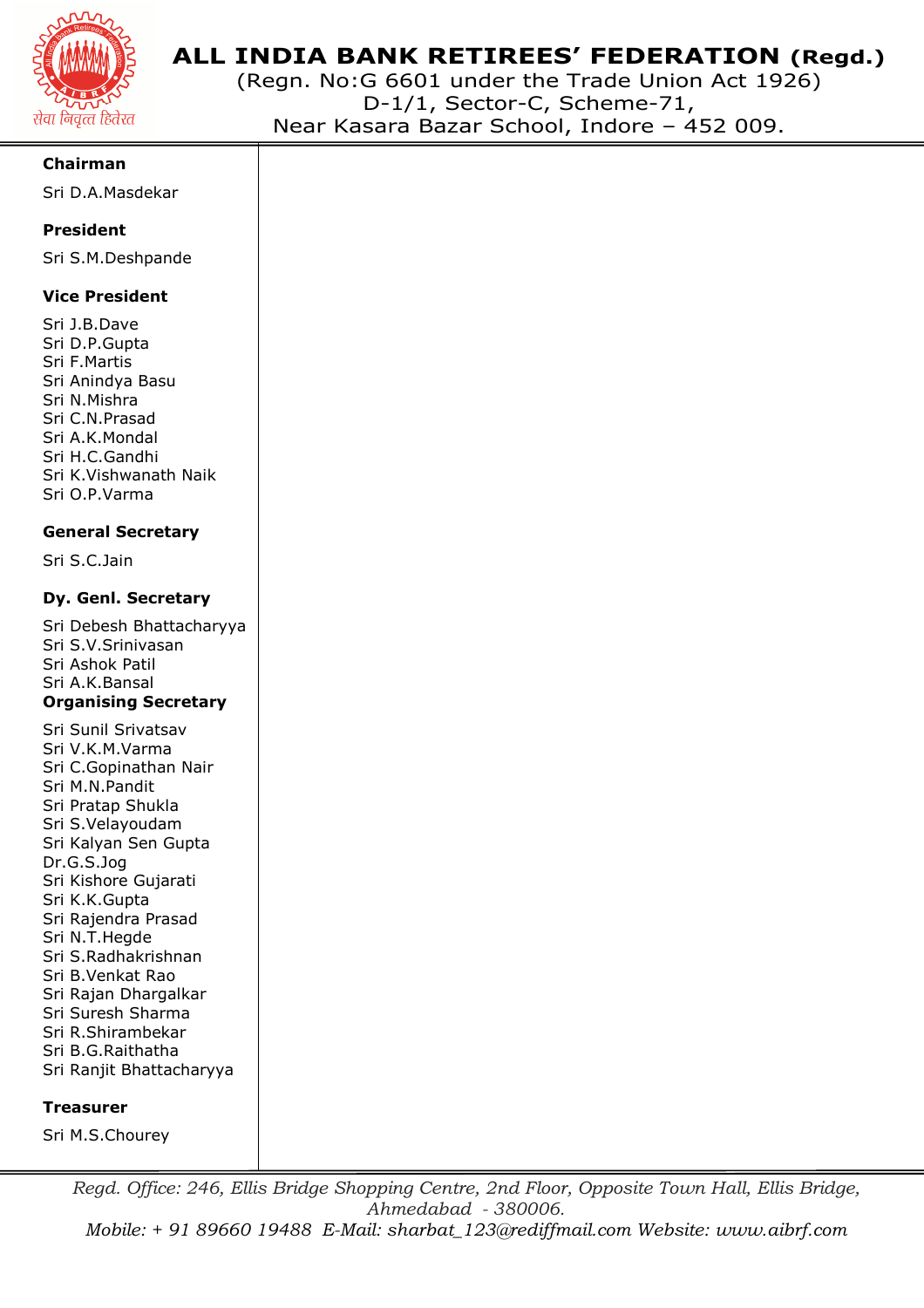# ALL INDIA BANK RETIREES' FEDERATION (Regd.)

(Regn. No:G 6601 under the Trade Union Act 1926)
D-1/1, Sector-C, Scheme-71,
Near Kasara Bazar School, Indore – 452 009.

सेवा निवृत्त हितरत

**Chairman**

Sri D.A.Masdekar

**President**

Sri S.M.Deshpande

**Vice President**

Sri J.B.Dave
Sri D.P.Gupta
Sri F.Martis
Sri Anindya Basu
Sri N.Mishra
Sri C.N.Prasad
Sri A.K.Mondal
Sri H.C.Gandhi
Sri K.Vishwanath Naik
Sri O.P.Varma

**General Secretary**

Sri S.C.Jain

**Dy. Genl. Secretary**

Sri Debesh Bhattacharyya
Sri S.V.Srinivasan
Sri Ashok Patil
Sri A.K.Bansal

**Organising Secretary**

Sri Sunil Srivatsav
Sri V.K.M.Varma
Sri C.Gopinathan Nair
Sri M.N.Pandit
Sri Pratap Shukla
Sri S.Velayoudam
Sri Kalyan Sen Gupta
Dr.G.S.Jog
Sri Kishore Gujarati
Sri K.K.Gupta
Sri Rajendra Prasad
Sri N.T.Hegde
Sri S.Radhakrishnan
Sri B.Venkat Rao
Sri Rajan Dhargalkar
Sri Suresh Sharma
Sri R.Shirambekar
Sri B.G.Raithatha
Sri Ranjit Bhattacharyya

**Treasurer**

Sri M.S.Chourey

*Regd. Office: 246, Ellis Bridge Shopping Centre, 2nd Floor, Opposite Town Hall, Ellis Bridge, Ahmedabad - 380006.*
*Mobile: + 91 89660 19488 E-Mail: sharbat_123@rediffmail.com Website: www.aibrf.com*